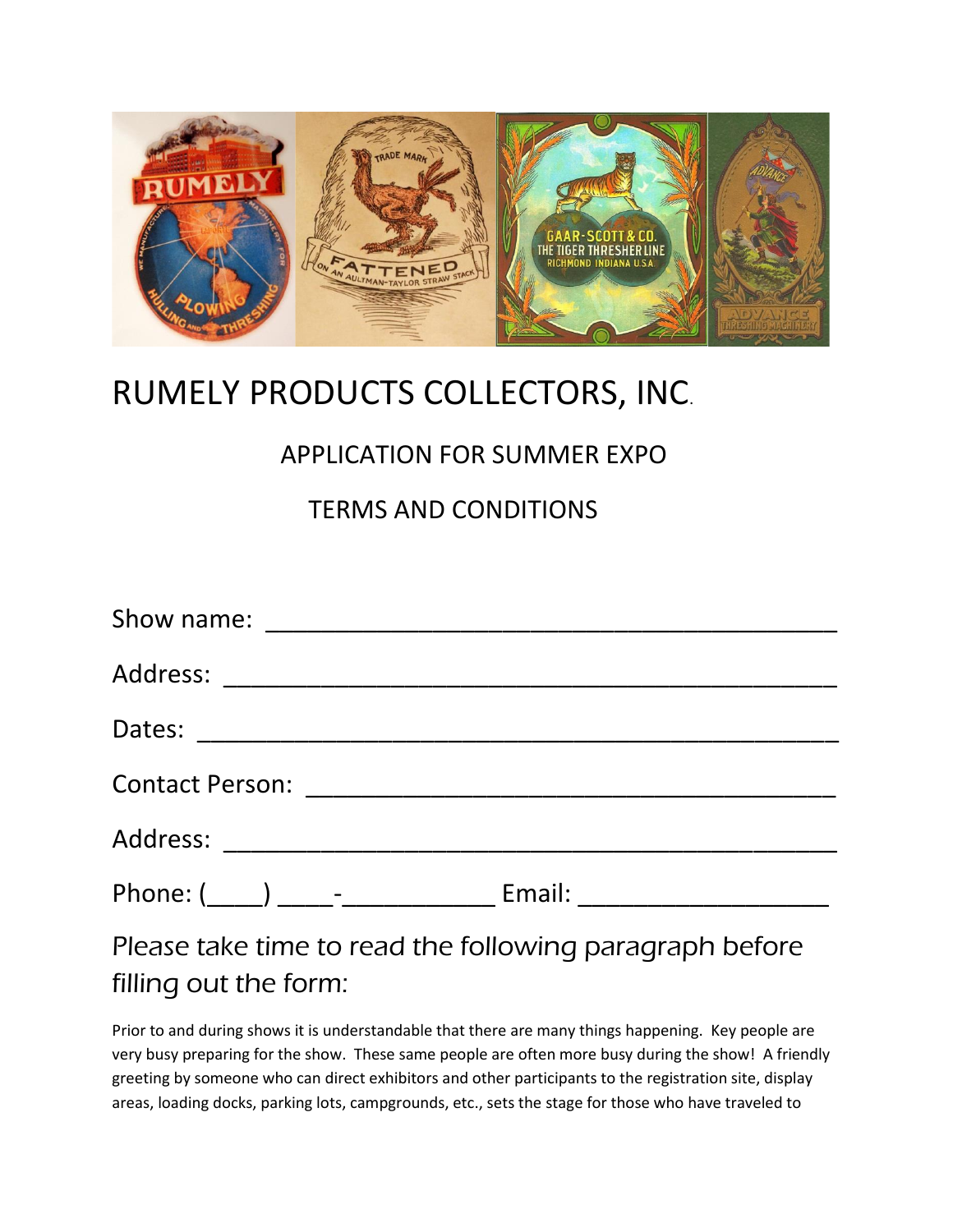# RUMELY PRODUCTS COLLECTORS, INC.

## APPLICATION FOR SUMMER EXPO

## TERMS AND CONDITIONS

Show name: ______________________________________

Address: ________________________________________

Dates: __________________________________________

Contact Person: __________________________________

Address: ________________________________________

Phone: (____) ____-__________ Email: ________________

### Please take time to read the following paragraph before filling out the form:

Prior to and during shows it is understandable that there are many things happening. Key people are very busy preparing for the show. These same people are often more busy during the show! A friendly greeting by someone who can direct exhibitors and other participants to the registration site, display areas, loading docks, parking lots, campgrounds, etc., sets the stage for those who have traveled to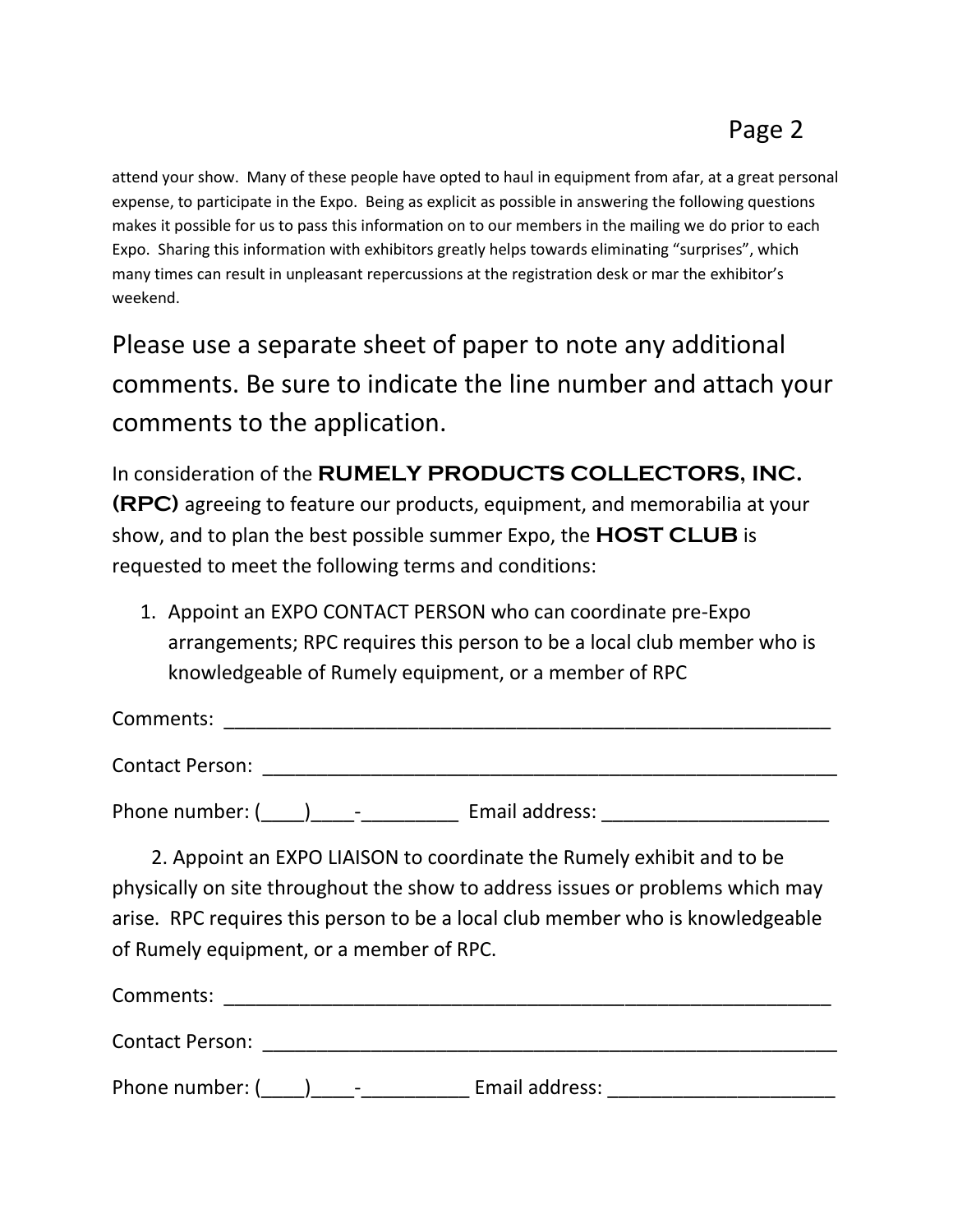attend your show. Many of these people have opted to haul in equipment from afar, at a great personal expense, to participate in the Expo. Being as explicit as possible in answering the following questions makes it possible for us to pass this information on to our members in the mailing we do prior to each Expo. Sharing this information with exhibitors greatly helps towards eliminating "surprises", which many times can result in unpleasant repercussions at the registration desk or mar the exhibitor's weekend.

Please use a separate sheet of paper to note any additional comments. Be sure to indicate the line number and attach your comments to the application.

In consideration of the **RUMELY PRODUCTS COLLECTORS, INC. (RPC)** agreeing to feature our products, equipment, and memorabilia at your show, and to plan the best possible summer Expo, the **HOST CLUB** is requested to meet the following terms and conditions:

1. Appoint an EXPO CONTACT PERSON who can coordinate pre-Expo arrangements; RPC requires this person to be a local club member who is knowledgeable of Rumely equipment, or a member of RPC

Comments: ___________________________________________________________

Contact Person: ________________________________________________________

Phone number: (____)____-_________ Email address: _____________________

2. Appoint an EXPO LIAISON to coordinate the Rumely exhibit and to be physically on site throughout the show to address issues or problems which may arise. RPC requires this person to be a local club member who is knowledgeable of Rumely equipment, or a member of RPC.

Comments: ___________________________________________________________

Contact Person: ________________________________________________________

Phone number: (____)____-__________ Email address: _____________________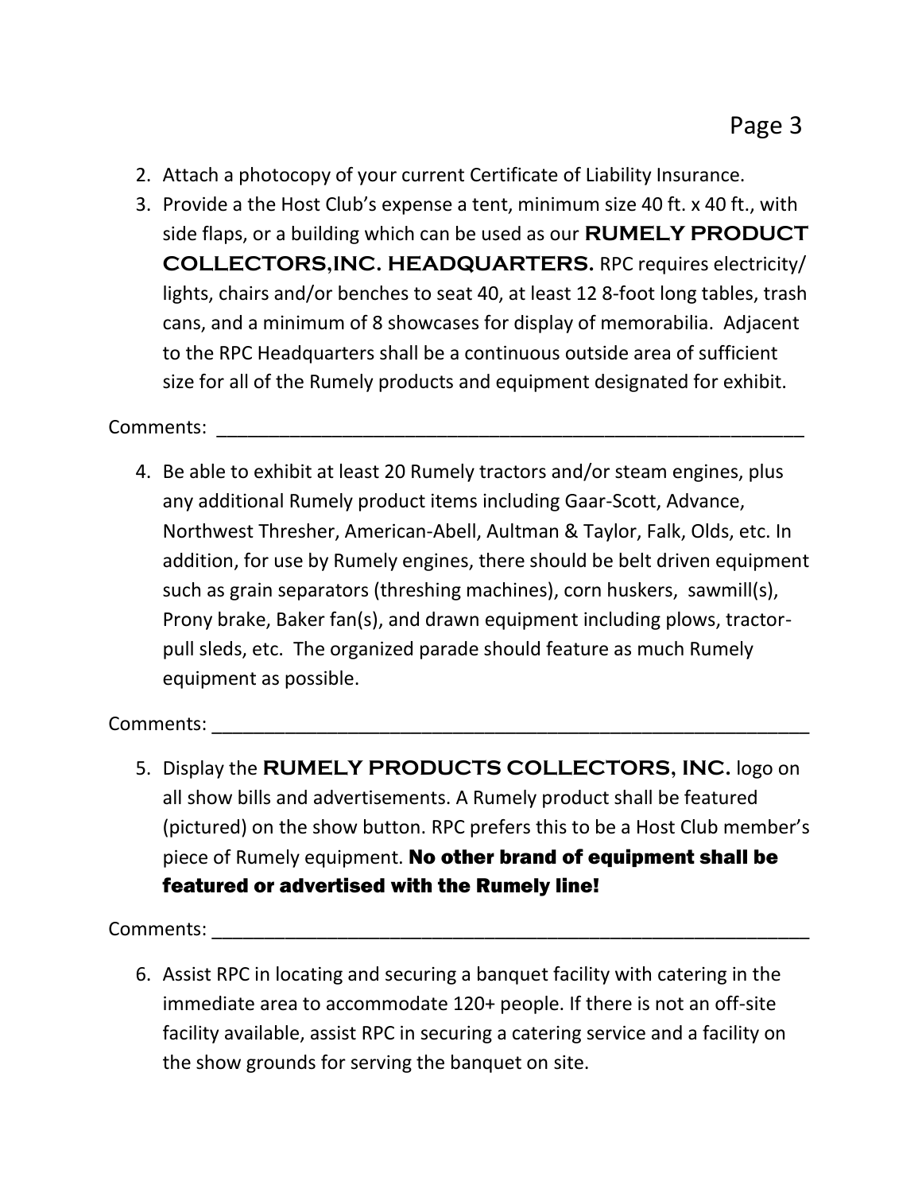2. Attach a photocopy of your current Certificate of Liability Insurance.
3. Provide a the Host Club's expense a tent, minimum size 40 ft. x 40 ft., with side flaps, or a building which can be used as our **RUMELY PRODUCT COLLECTORS,INC. HEADQUARTERS.** RPC requires electricity/ lights, chairs and/or benches to seat 40, at least 12 8-foot long tables, trash cans, and a minimum of 8 showcases for display of memorabilia. Adjacent to the RPC Headquarters shall be a continuous outside area of sufficient size for all of the Rumely products and equipment designated for exhibit.

Comments: ___________________________________________________________

4. Be able to exhibit at least 20 Rumely tractors and/or steam engines, plus any additional Rumely product items including Gaar-Scott, Advance, Northwest Thresher, American-Abell, Aultman & Taylor, Falk, Olds, etc. In addition, for use by Rumely engines, there should be belt driven equipment such as grain separators (threshing machines), corn huskers, sawmill(s), Prony brake, Baker fan(s), and drawn equipment including plows, tractor-pull sleds, etc. The organized parade should feature as much Rumely equipment as possible.

Comments: ___________________________________________________________

5. Display the **RUMELY PRODUCTS COLLECTORS, INC.** logo on all show bills and advertisements. A Rumely product shall be featured (pictured) on the show button. RPC prefers this to be a Host Club member's piece of Rumely equipment. **No other brand of equipment shall be featured or advertised with the Rumely line!**

Comments: ___________________________________________________________

6. Assist RPC in locating and securing a banquet facility with catering in the immediate area to accommodate 120+ people. If there is not an off-site facility available, assist RPC in securing a catering service and a facility on the show grounds for serving the banquet on site.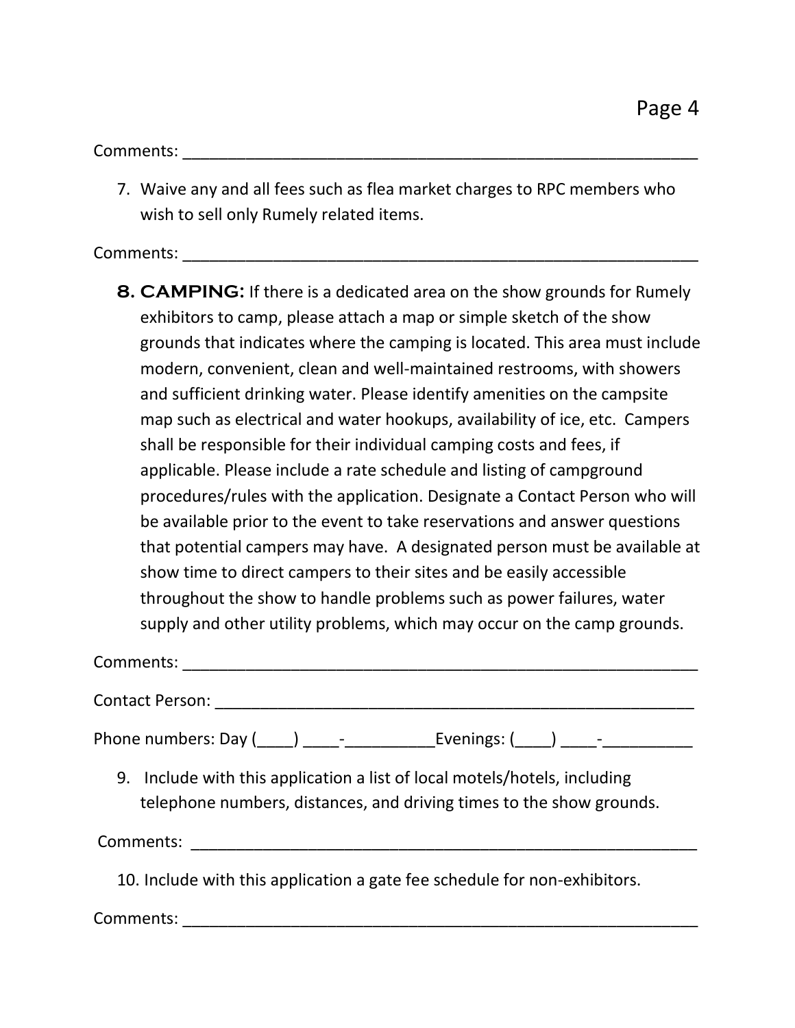Comments: ___________________________________________________________

7. Waive any and all fees such as flea market charges to RPC members who wish to sell only Rumely related items.

Comments: ___________________________________________________________

8. **CAMPING:** If there is a dedicated area on the show grounds for Rumely exhibitors to camp, please attach a map or simple sketch of the show grounds that indicates where the camping is located. This area must include modern, convenient, clean and well-maintained restrooms, with showers and sufficient drinking water. Please identify amenities on the campsite map such as electrical and water hookups, availability of ice, etc. Campers shall be responsible for their individual camping costs and fees, if applicable. Please include a rate schedule and listing of campground procedures/rules with the application. Designate a Contact Person who will be available prior to the event to take reservations and answer questions that potential campers may have. A designated person must be available at show time to direct campers to their sites and be easily accessible throughout the show to handle problems such as power failures, water supply and other utility problems, which may occur on the camp grounds.

Comments: ___________________________________________________________

Contact Person: ________________________________________________________

Phone numbers: Day (____) ____-__________Evenings: (____) ____-__________

9. Include with this application a list of local motels/hotels, including telephone numbers, distances, and driving times to the show grounds.

Comments: ___________________________________________________________

10. Include with this application a gate fee schedule for non-exhibitors.

Comments: ___________________________________________________________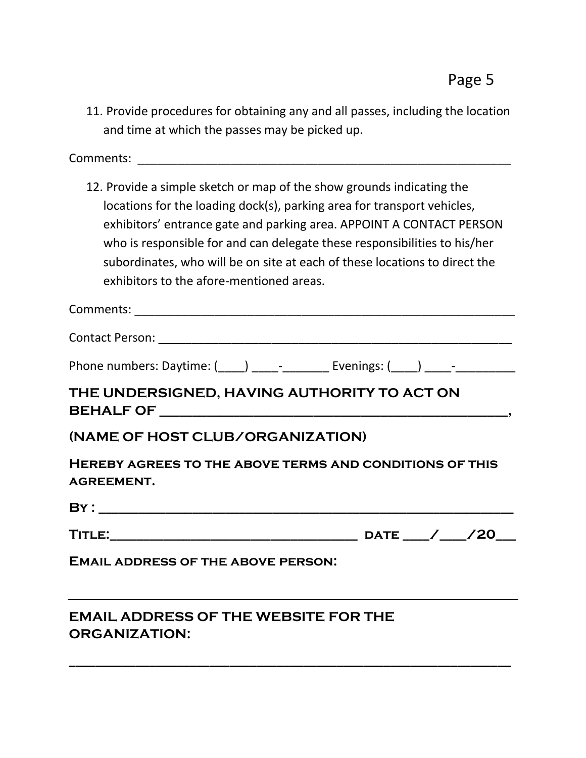11. Provide procedures for obtaining any and all passes, including the location and time at which the passes may be picked up.

Comments: ____________________________________________________________

12. Provide a simple sketch or map of the show grounds indicating the locations for the loading dock(s), parking area for transport vehicles, exhibitors' entrance gate and parking area. APPOINT A CONTACT PERSON who is responsible for and can delegate these responsibilities to his/her subordinates, who will be on site at each of these locations to direct the exhibitors to the afore-mentioned areas.

Comments: ____________________________________________________________

Contact Person: ________________________________________________________

Phone numbers: Daytime: (____) ____-_______ Evenings: (____) ____-_________

**THE UNDERSIGNED, HAVING AUTHORITY TO ACT ON BEHALF OF ______________________________________________,**

**(NAME OF HOST CLUB/ORGANIZATION)**

**HEREBY AGREES TO THE ABOVE TERMS AND CONDITIONS OF THIS AGREEMENT.**

**BY : ________________________________________________________**

**TITLE:_________________________________ DATE ___/___/20__**

**EMAIL ADDRESS OF THE ABOVE PERSON:**

______________________________________________________________

**EMAIL ADDRESS OF THE WEBSITE FOR THE ORGANIZATION:**

______________________________________________________________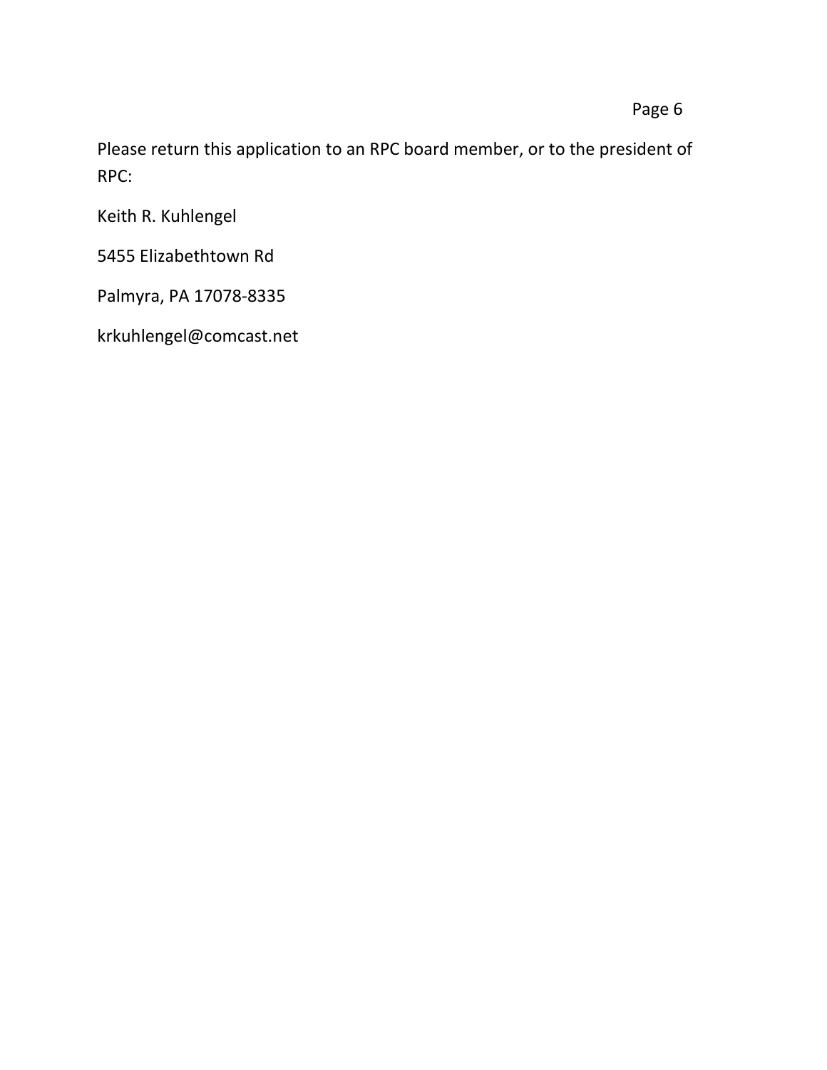Please return this application to an RPC board member, or to the president of RPC:

Keith R. Kuhlengel

5455 Elizabethtown Rd

Palmyra, PA 17078-8335

krkuhlengel@comcast.net